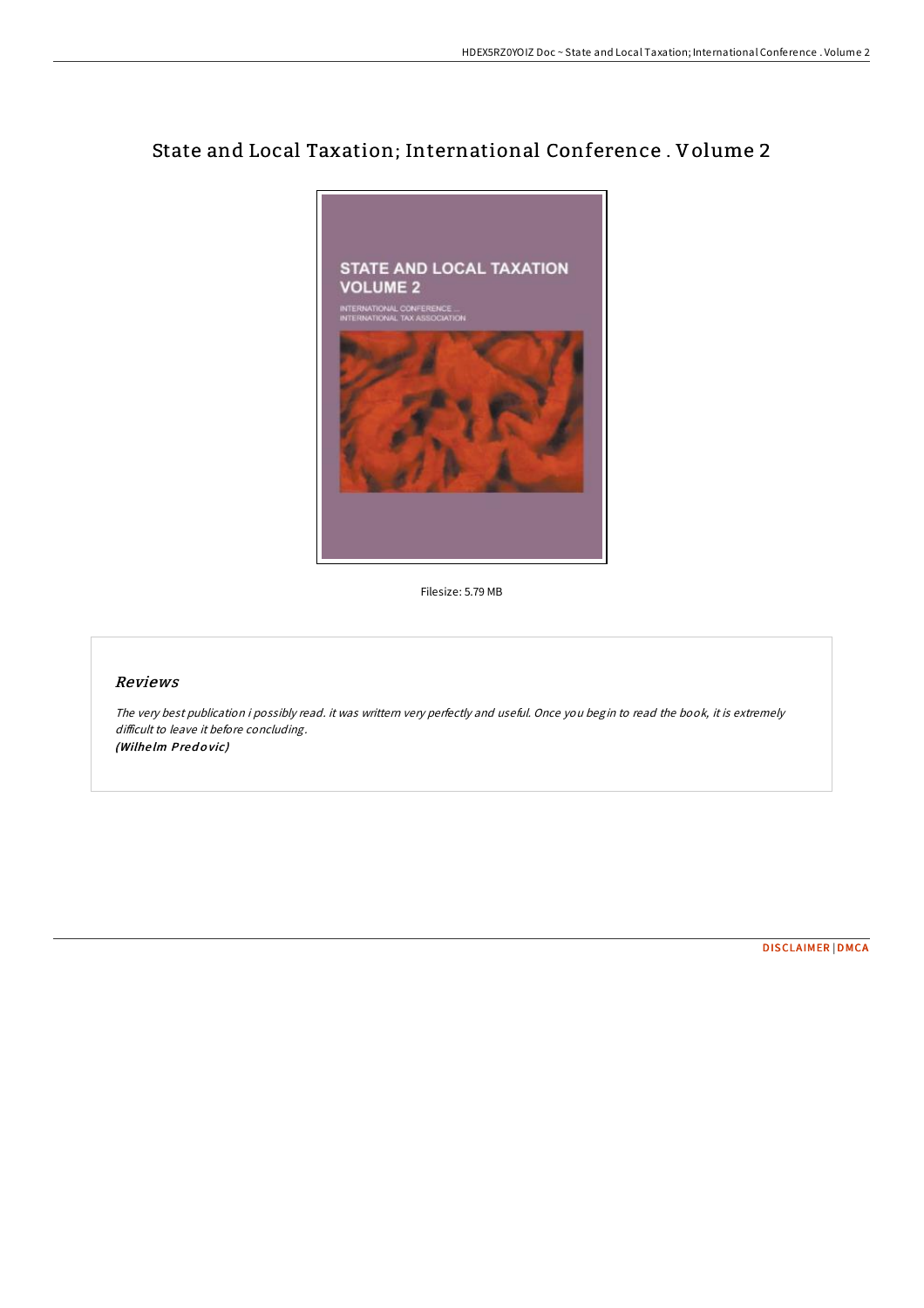# State and Local Taxation; International Conference . Volume 2

Filesize: 5.79 MB

## *Reviews*

*The very best publication i possibly read. it was writtern very perfectly and useful. Once you begin to read the book, it is extremely difficult to leave it before concluding.*
***(Wilhelm Predovic)***

DISCLAIMER | DMCA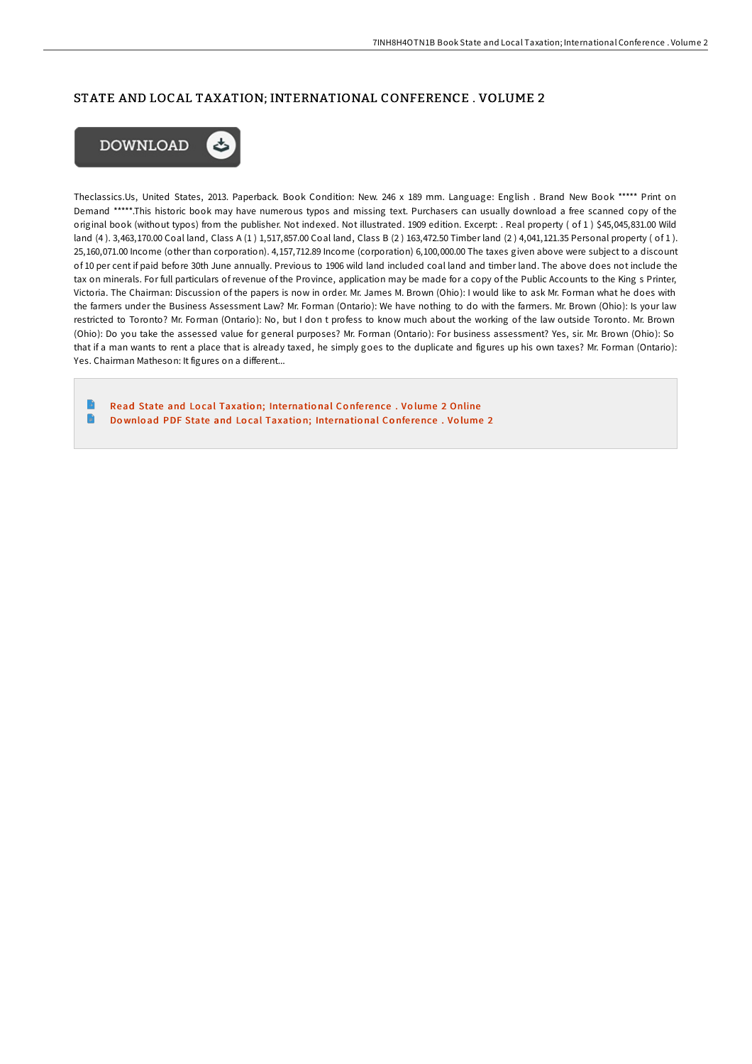## STATE AND LOCAL TAXATION; INTERNATIONAL CONFERENCE . VOLUME 2

DOWNLOAD

Theclassics.Us, United States, 2013. Paperback. Book Condition: New. 246 x 189 mm. Language: English . Brand New Book ***** Print on Demand *****.This historic book may have numerous typos and missing text. Purchasers can usually download a free scanned copy of the original book (without typos) from the publisher. Not indexed. Not illustrated. 1909 edition. Excerpt: . Real property ( of 1 ) $45,045,831.00 Wild land (4 ). 3,463,170.00 Coal land, Class A (1 ) 1,517,857.00 Coal land, Class B (2 ) 163,472.50 Timber land (2 ) 4,041,121.35 Personal property ( of 1 ). 25,160,071.00 Income (other than corporation). 4,157,712.89 Income (corporation) 6,100,000.00 The taxes given above were subject to a discount of 10 per cent if paid before 30th June annually. Previous to 1906 wild land included coal land and timber land. The above does not include the tax on minerals. For full particulars of revenue of the Province, application may be made for a copy of the Public Accounts to the King s Printer, Victoria. The Chairman: Discussion of the papers is now in order. Mr. James M. Brown (Ohio): I would like to ask Mr. Forman what he does with the farmers under the Business Assessment Law? Mr. Forman (Ontario): We have nothing to do with the farmers. Mr. Brown (Ohio): Is your law restricted to Toronto? Mr. Forman (Ontario): No, but I don t profess to know much about the working of the law outside Toronto. Mr. Brown (Ohio): Do you take the assessed value for general purposes? Mr. Forman (Ontario): For business assessment? Yes, sir. Mr. Brown (Ohio): So that if a man wants to rent a place that is already taxed, he simply goes to the duplicate and figures up his own taxes? Mr. Forman (Ontario): Yes. Chairman Matheson: It figures on a different...

- Read State and Local Taxation; International Conference . Volume 2 Online
- Download PDF State and Local Taxation; International Conference . Volume 2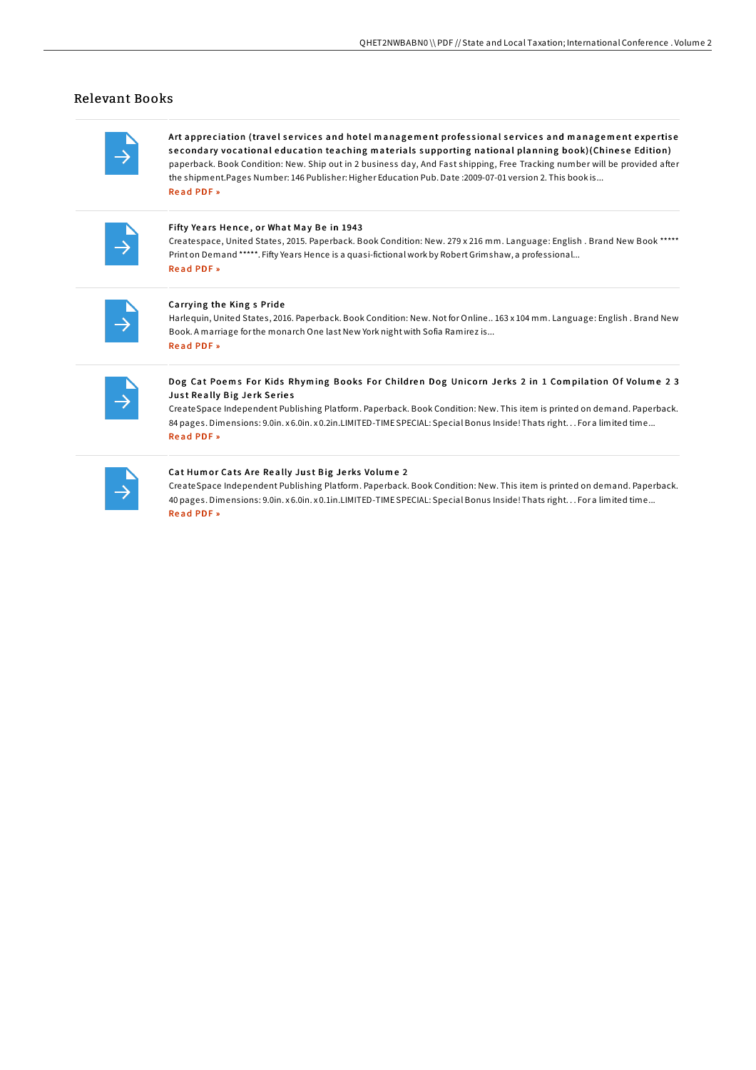## Relevant Books

**Art appreciation (travel services and hotel management professional services and management expertise secondary vocational education teaching materials supporting national planning book)(Chinese Edition)**

paperback. Book Condition: New. Ship out in 2 business day, And Fast shipping, Free Tracking number will be provided after the shipment.Pages Number: 146 Publisher: Higher Education Pub. Date :2009-07-01 version 2. This book is...

Read PDF »

**Fifty Years Hence, or What May Be in 1943**

Createspace, United States, 2015. Paperback. Book Condition: New. 279 x 216 mm. Language: English . Brand New Book ***** Print on Demand *****. Fifty Years Hence is a quasi-fictional work by Robert Grimshaw, a professional...

Read PDF »

**Carrying the King s Pride**

Harlequin, United States, 2016. Paperback. Book Condition: New. Not for Online.. 163 x 104 mm. Language: English . Brand New Book. A marriage for the monarch One last New York night with Sofia Ramirez is...

Read PDF »

**Dog Cat Poems For Kids Rhyming Books For Children Dog Unicorn Jerks 2 in 1 Compilation Of Volume 2 3 Just Really Big Jerk Series**

CreateSpace Independent Publishing Platform. Paperback. Book Condition: New. This item is printed on demand. Paperback. 84 pages. Dimensions: 9.0in. x 6.0in. x 0.2in.LIMITED-TIME SPECIAL: Special Bonus Inside! Thats right. . . For a limited time...

Read PDF »

**Cat Humor Cats Are Really Just Big Jerks Volume 2**

CreateSpace Independent Publishing Platform. Paperback. Book Condition: New. This item is printed on demand. Paperback. 40 pages. Dimensions: 9.0in. x 6.0in. x 0.1in.LIMITED-TIME SPECIAL: Special Bonus Inside! Thats right. . . For a limited time...

Read PDF »